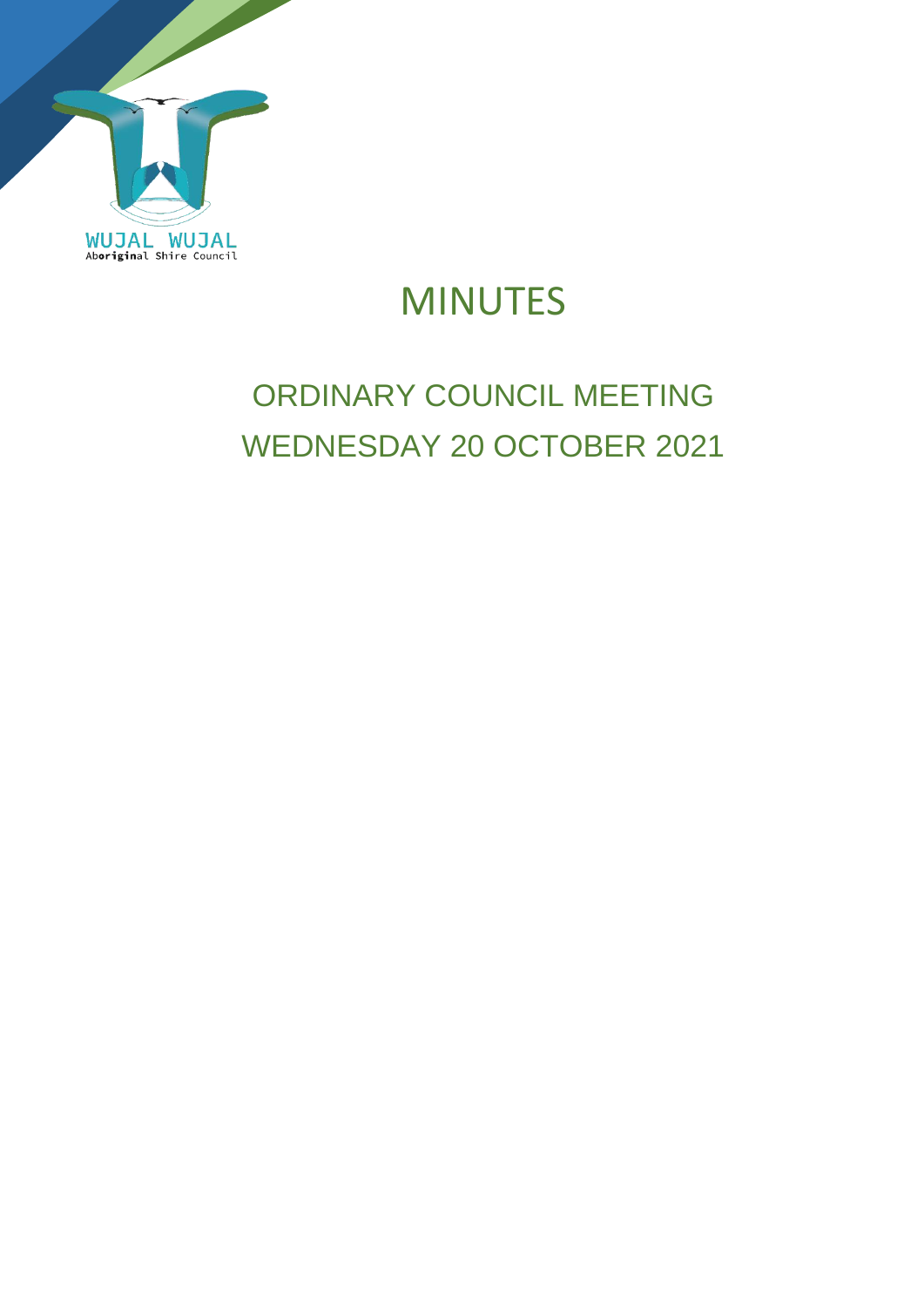WUJAL WUJAL
Aboriginal Shire Council

# MINUTES

## ORDINARY COUNCIL MEETING
## WEDNESDAY 20 OCTOBER 2021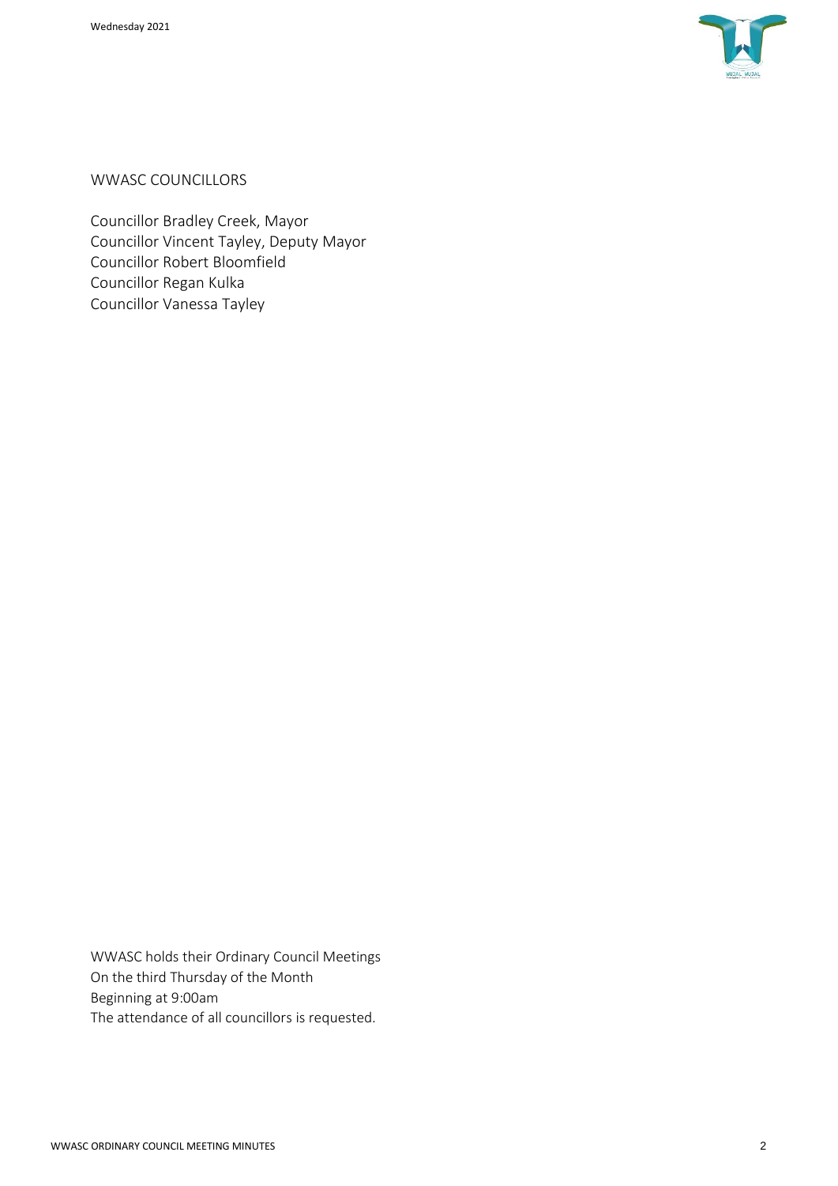WWASC COUNCILLORS

Councillor Bradley Creek, Mayor
Councillor Vincent Tayley, Deputy Mayor
Councillor Robert Bloomfield
Councillor Regan Kulka
Councillor Vanessa Tayley

WWASC holds their Ordinary Council Meetings
On the third Thursday of the Month
Beginning at 9:00am
The attendance of all councillors is requested.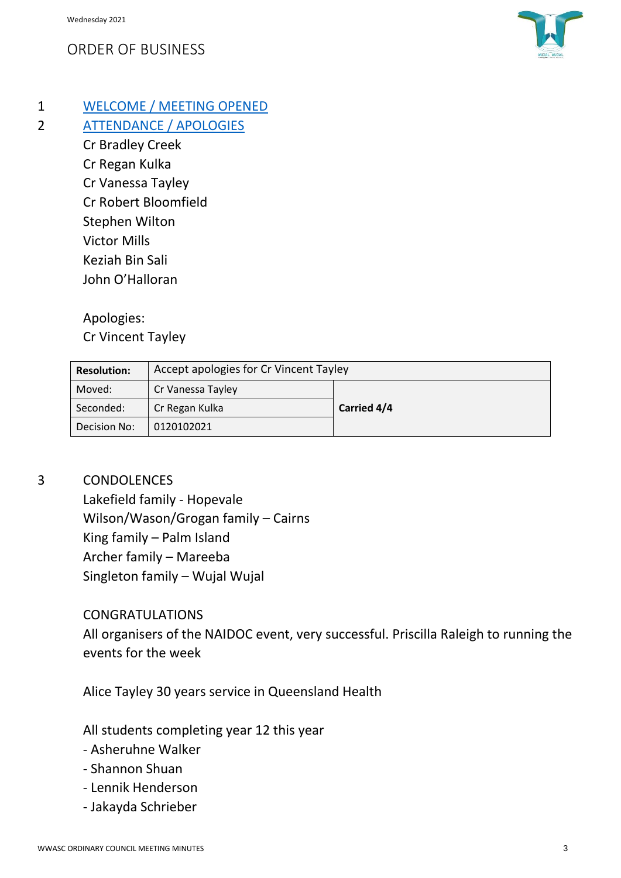# ORDER OF BUSINESS

1 WELCOME / MEETING OPENED

2 ATTENDANCE / APOLOGIES

Cr Bradley Creek
Cr Regan Kulka
Cr Vanessa Tayley
Cr Robert Bloomfield
Stephen Wilton
Victor Mills
Keziah Bin Sali
John O'Halloran

Apologies:
Cr Vincent Tayley

| **Resolution:** | Accept apologies for Cr Vincent Tayley | |
|---|---|---|
| Moved: | Cr Vanessa Tayley | **Carried 4/4** |
| Seconded: | Cr Regan Kulka | |
| Decision No: | 0120102021 | |

3 CONDOLENCES

Lakefield family - Hopevale
Wilson/Wason/Grogan family – Cairns
King family – Palm Island
Archer family – Mareeba
Singleton family – Wujal Wujal

CONGRATULATIONS

All organisers of the NAIDOC event, very successful. Priscilla Raleigh to running the events for the week

Alice Tayley 30 years service in Queensland Health

All students completing year 12 this year

- Asheruhne Walker
- Shannon Shuan
- Lennik Henderson
- Jakayda Schrieber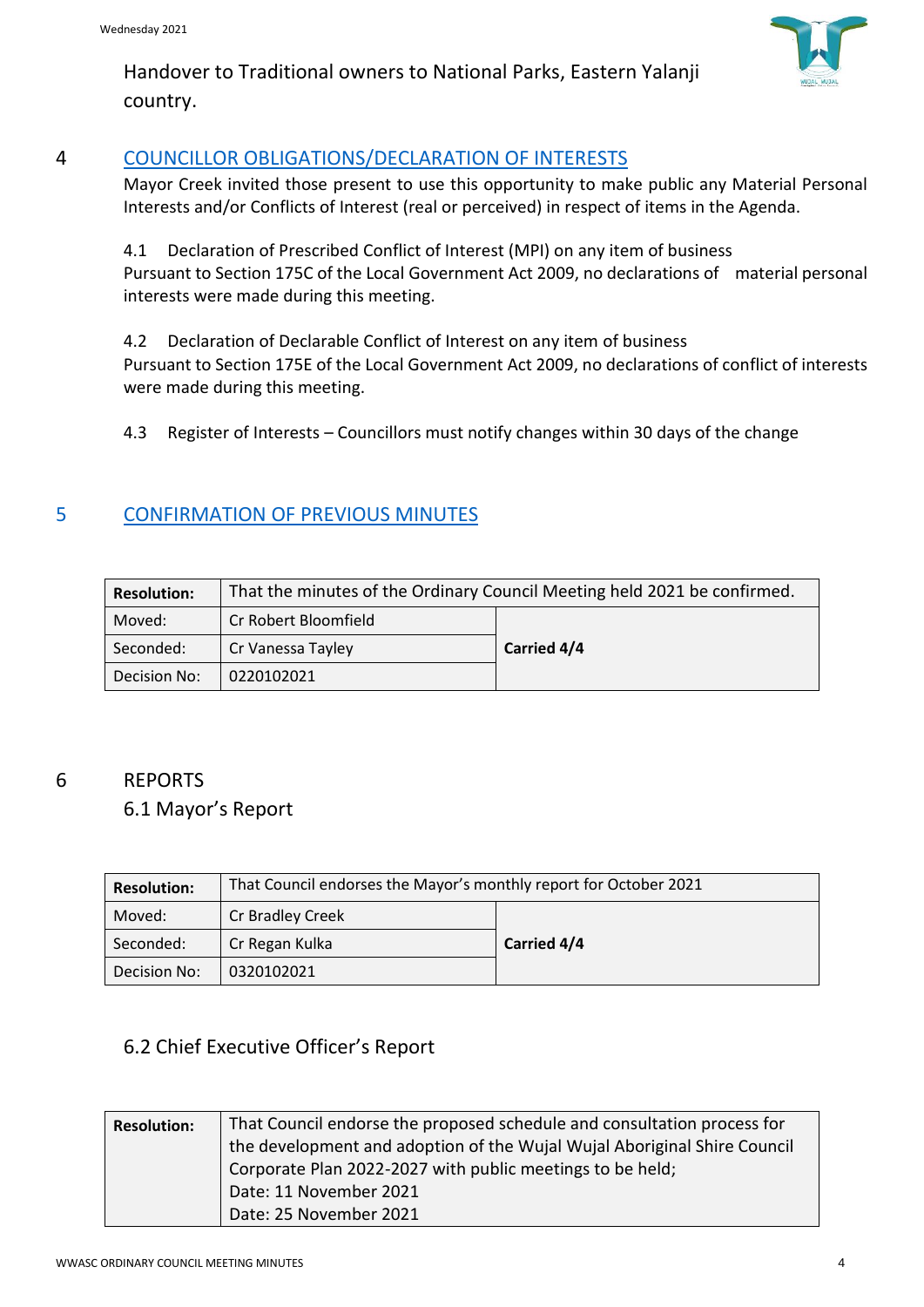Handover to Traditional owners to National Parks, Eastern Yalanji country.

## 4 COUNCILLOR OBLIGATIONS/DECLARATION OF INTERESTS

Mayor Creek invited those present to use this opportunity to make public any Material Personal Interests and/or Conflicts of Interest (real or perceived) in respect of items in the Agenda.

4.1 Declaration of Prescribed Conflict of Interest (MPI) on any item of business
Pursuant to Section 175C of the Local Government Act 2009, no declarations of material personal interests were made during this meeting.

4.2 Declaration of Declarable Conflict of Interest on any item of business
Pursuant to Section 175E of the Local Government Act 2009, no declarations of conflict of interests were made during this meeting.

4.3 Register of Interests – Councillors must notify changes within 30 days of the change

## 5 CONFIRMATION OF PREVIOUS MINUTES

| **Resolution:** | That the minutes of the Ordinary Council Meeting held 2021 be confirmed. | |
|---|---|---|
| Moved: | Cr Robert Bloomfield | **Carried 4/4** |
| Seconded: | Cr Vanessa Tayley | |
| Decision No: | 0220102021 | |

## 6 REPORTS

### 6.1 Mayor's Report

| **Resolution:** | That Council endorses the Mayor's monthly report for October 2021 | |
|---|---|---|
| Moved: | Cr Bradley Creek | **Carried 4/4** |
| Seconded: | Cr Regan Kulka | |
| Decision No: | 0320102021 | |

### 6.2 Chief Executive Officer's Report

| **Resolution:** | That Council endorse the proposed schedule and consultation process for the development and adoption of the Wujal Wujal Aboriginal Shire Council Corporate Plan 2022-2027 with public meetings to be held;<br>Date: 11 November 2021<br>Date: 25 November 2021 |
|---|---|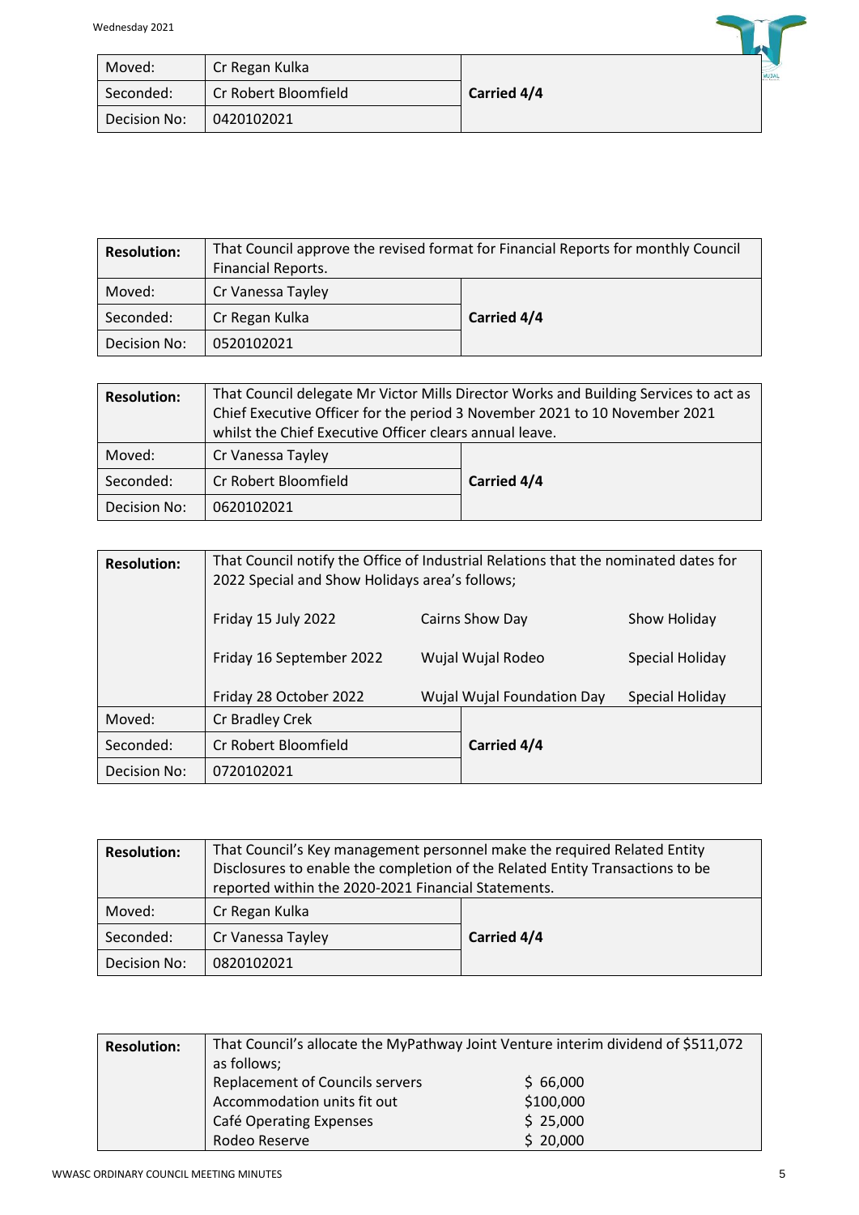| Moved: | Cr Regan Kulka | **Carried 4/4** |
|---|---|---|
| Seconded: | Cr Robert Bloomfield | |
| Decision No: | 0420102021 | |

| **Resolution:** | That Council approve the revised format for Financial Reports for monthly Council Financial Reports. | |
|---|---|---|
| Moved: | Cr Vanessa Tayley | **Carried 4/4** |
| Seconded: | Cr Regan Kulka | |
| Decision No: | 0520102021 | |

| **Resolution:** | That Council delegate Mr Victor Mills Director Works and Building Services to act as Chief Executive Officer for the period 3 November 2021 to 10 November 2021 whilst the Chief Executive Officer clears annual leave. | |
|---|---|---|
| Moved: | Cr Vanessa Tayley | **Carried 4/4** |
| Seconded: | Cr Robert Bloomfield | |
| Decision No: | 0620102021 | |

| **Resolution:** | That Council notify the Office of Industrial Relations that the nominated dates for 2022 Special and Show Holidays area's follows; | | |
|---|---|---|---|
| | Friday 15 July 2022 | Cairns Show Day | Show Holiday |
| | Friday 16 September 2022 | Wujal Wujal Rodeo | Special Holiday |
| | Friday 28 October 2022 | Wujal Wujal Foundation Day | Special Holiday |
| Moved: | Cr Bradley Crek | **Carried 4/4** | |
| Seconded: | Cr Robert Bloomfield | | |
| Decision No: | 0720102021 | | |

| **Resolution:** | That Council's Key management personnel make the required Related Entity Disclosures to enable the completion of the Related Entity Transactions to be reported within the 2020-2021 Financial Statements. | |
|---|---|---|
| Moved: | Cr Regan Kulka | **Carried 4/4** |
| Seconded: | Cr Vanessa Tayley | |
| Decision No: | 0820102021 | |

| **Resolution:** | That Council's allocate the MyPathway Joint Venture interim dividend of $511,072 as follows; | |
|---|---|---|
| | Replacement of Councils servers | $ 66,000 |
| | Accommodation units fit out | $100,000 |
| | Café Operating Expenses | $ 25,000 |
| | Rodeo Reserve | $ 20,000 |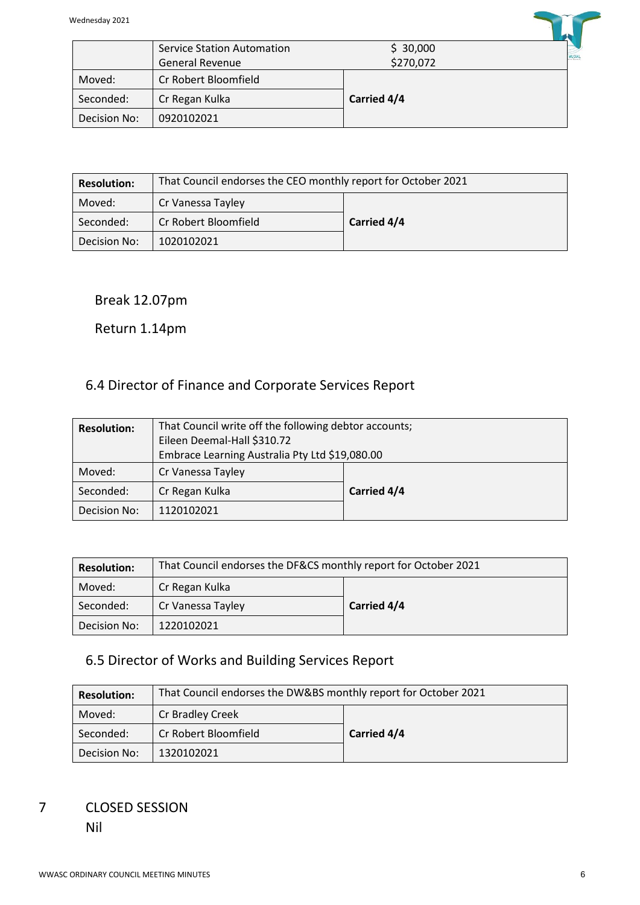| | Service Station Automation<br>General Revenue | \$ 30,000<br>\$270,072 |
|---|---|---|
| Moved: | Cr Robert Bloomfield | **Carried 4/4** |
| Seconded: | Cr Regan Kulka | |
| Decision No: | 0920102021 | |

| **Resolution:** | That Council endorses the CEO monthly report for October 2021 | |
|---|---|---|
| Moved: | Cr Vanessa Tayley | **Carried 4/4** |
| Seconded: | Cr Robert Bloomfield | |
| Decision No: | 1020102021 | |

Break 12.07pm

Return 1.14pm

## 6.4 Director of Finance and Corporate Services Report

| **Resolution:** | That Council write off the following debtor accounts;<br>Eileen Deemal-Hall \$310.72<br>Embrace Learning Australia Pty Ltd \$19,080.00 | |
|---|---|---|
| Moved: | Cr Vanessa Tayley | **Carried 4/4** |
| Seconded: | Cr Regan Kulka | |
| Decision No: | 1120102021 | |

| **Resolution:** | That Council endorses the DF&CS monthly report for October 2021 | |
|---|---|---|
| Moved: | Cr Regan Kulka | **Carried 4/4** |
| Seconded: | Cr Vanessa Tayley | |
| Decision No: | 1220102021 | |

## 6.5 Director of Works and Building Services Report

| **Resolution:** | That Council endorses the DW&BS monthly report for October 2021 | |
|---|---|---|
| Moved: | Cr Bradley Creek | **Carried 4/4** |
| Seconded: | Cr Robert Bloomfield | |
| Decision No: | 1320102021 | |

# 7 CLOSED SESSION

Nil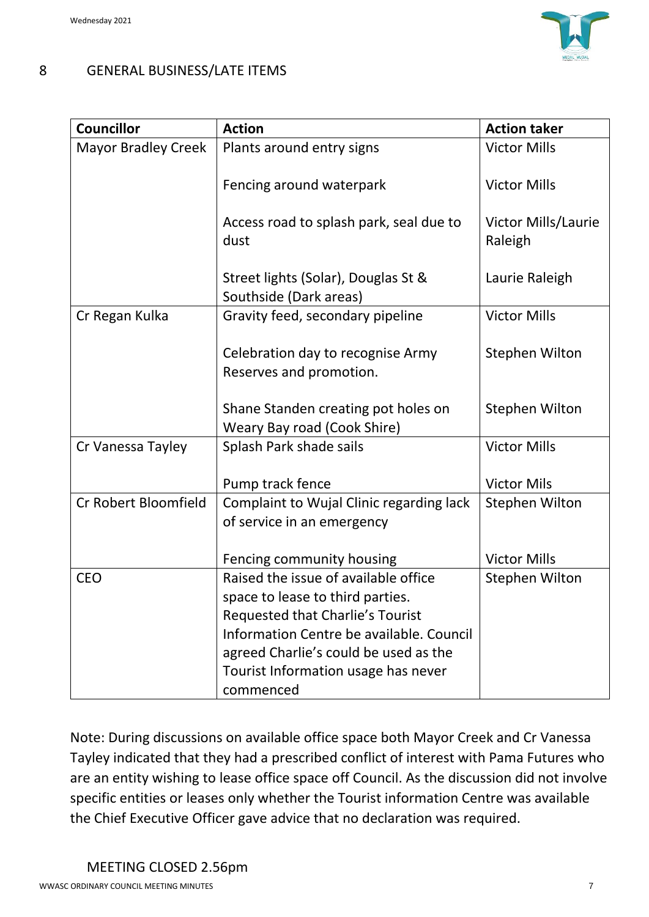## 8 GENERAL BUSINESS/LATE ITEMS

| Councillor | Action | Action taker |
|---|---|---|
| Mayor Bradley Creek | Plants around entry signs | Victor Mills |
| | Fencing around waterpark | Victor Mills |
| | Access road to splash park, seal due to dust | Victor Mills/Laurie Raleigh |
| | Street lights (Solar), Douglas St & Southside (Dark areas) | Laurie Raleigh |
| Cr Regan Kulka | Gravity feed, secondary pipeline | Victor Mills |
| | Celebration day to recognise Army Reserves and promotion. | Stephen Wilton |
| | Shane Standen creating pot holes on Weary Bay road (Cook Shire) | Stephen Wilton |
| Cr Vanessa Tayley | Splash Park shade sails | Victor Mills |
| | Pump track fence | Victor Mils |
| Cr Robert Bloomfield | Complaint to Wujal Clinic regarding lack of service in an emergency | Stephen Wilton |
| | Fencing community housing | Victor Mills |
| CEO | Raised the issue of available office space to lease to third parties. Requested that Charlie's Tourist Information Centre be available. Council agreed Charlie's could be used as the Tourist Information usage has never commenced | Stephen Wilton |

Note: During discussions on available office space both Mayor Creek and Cr Vanessa Tayley indicated that they had a prescribed conflict of interest with Pama Futures who are an entity wishing to lease office space off Council. As the discussion did not involve specific entities or leases only whether the Tourist information Centre was available the Chief Executive Officer gave advice that no declaration was required.

MEETING CLOSED 2.56pm